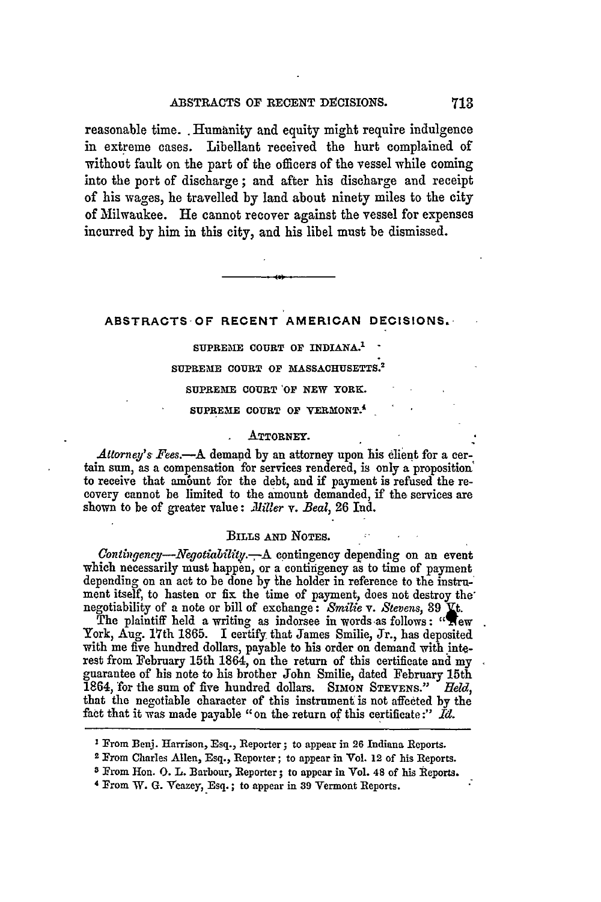reasonable time. Humanity and equity might require indulgence in extreme cases. Libellant received the hurt complained of without fault on the part of the officers of the vessel while coming into the port of discharge; and after his discharge and receipt of his wages, he travelled by land about ninety miles to the city of Milwaukee. He cannot recover against the vessel for expenses incurred by him in this city, and his libel must be dismissed.

---

## ABSTRACTS OF RECENT AMERICAN DECISIONS.

SUPREME COURT OF INDIANA.[1]

SUPREME COURT OF MASSACHUSETTS.[2]

SUPREME COURT OF NEW YORK.

SUPREME COURT OF VERMONT.[4]

### ATTORNEY.

*Attorney's Fees.*—A demand by an attorney upon his client for a certain sum, as a compensation for services rendered, is only a proposition to receive that amount for the debt, and if payment is refused the recovery cannot be limited to the amount demanded, if the services are shown to be of greater value: *Miller* v. *Beal*, 26 Ind.

### BILLS AND NOTES.

*Contingency—Negotiability.*—A contingency depending on an event which necessarily must happen, or a contingency as to time of payment depending on an act to be done by the holder in reference to the instrument itself, to hasten or fix the time of payment, does not destroy the negotiability of a note or bill of exchange: *Smilie* v. *Stevens*, 39 Vt.

The plaintiff held a writing as indorsee in words as follows: "New York, Aug. 17th 1865. I certify that James Smilie, Jr., has deposited with me five hundred dollars, payable to his order on demand with interest from February 15th 1864, on the return of this certificate and my guarantee of his note to his brother John Smilie, dated February 15th 1864, for the sum of five hundred dollars. SIMON STEVENS." *Held*, that the negotiable character of this instrument is not affected by the fact that it was made payable "on the return of this certificate:" *Id.*

---

[1] From Benj. Harrison, Esq., Reporter; to appear in 26 Indiana Reports.

[2] From Charles Allen, Esq., Reporter; to appear in Vol. 12 of his Reports.

[3] From Hon. O. L. Barbour, Reporter; to appear in Vol. 48 of his Reports.

[4] From W. G. Veazey, Esq.; to appear in 39 Vermont Reports.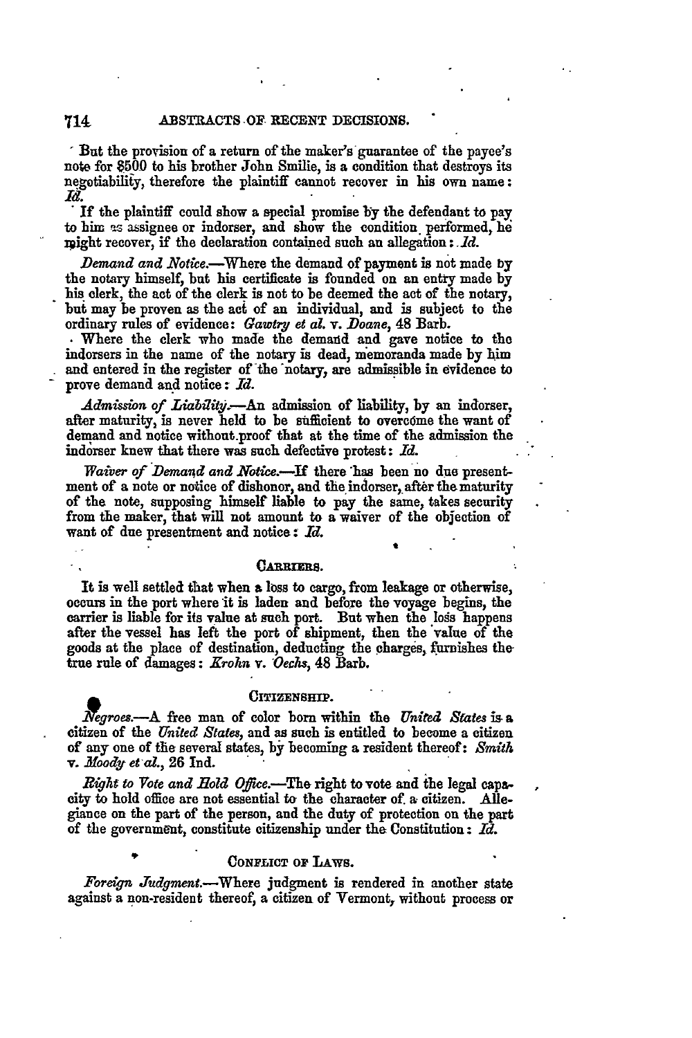But the provision of a return of the maker's guarantee of the payee's note for $500 to his brother John Smilie, is a condition that destroys its negotiability, therefore the plaintiff cannot recover in his own name: *Id.*

If the plaintiff could show a special promise by the defendant to pay to him as assignee or indorser, and show the condition performed, he might recover, if the declaration contained such an allegation: *Id.*

*Demand and Notice.*—Where the demand of payment is not made by the notary himself, but his certificate is founded on an entry made by his clerk, the act of the clerk is not to be deemed the act of the notary, but may be proven as the act of an individual, and is subject to the ordinary rules of evidence: *Gawtry et al.* v. *Doane*, 48 Barb.

Where the clerk who made the demand and gave notice to the indorsers in the name of the notary is dead, memoranda made by him and entered in the register of the notary, are admissible in evidence to prove demand and notice: *Id.*

*Admission of Liability.*—An admission of liability, by an indorser, after maturity, is never held to be sufficient to overcome the want of demand and notice without proof that at the time of the admission the indorser knew that there was such defective protest: *Id.*

*Waiver of Demand and Notice.*—If there has been no due presentment of a note or notice of dishonor, and the indorser, after the maturity of the note, supposing himself liable to pay the same, takes security from the maker, that will not amount to a waiver of the objection of want of due presentment and notice: *Id.*

## CARRIERS.

It is well settled that when a loss to cargo, from leakage or otherwise, occurs in the port where it is laden and before the voyage begins, the carrier is liable for its value at such port. But when the loss happens after the vessel has left the port of shipment, then the value of the goods at the place of destination, deducting the charges, furnishes the true rule of damages: *Krohn* v. *Oechs*, 48 Barb.

## CITIZENSHIP.

*Negroes.*—A free man of color born within the *United States* is a citizen of the *United States*, and as such is entitled to become a citizen of any one of the several states, by becoming a resident thereof: *Smith* v. *Moody et al.*, 26 Ind.

*Right to Vote and Hold Office.*—The right to vote and the legal capacity to hold office are not essential to the character of a citizen. Allegiance on the part of the person, and the duty of protection on the part of the government, constitute citizenship under the Constitution: *Id.*

## CONFLICT OF LAWS.

*Foreign Judgment.*—Where judgment is rendered in another state against a non-resident thereof, a citizen of Vermont, without process or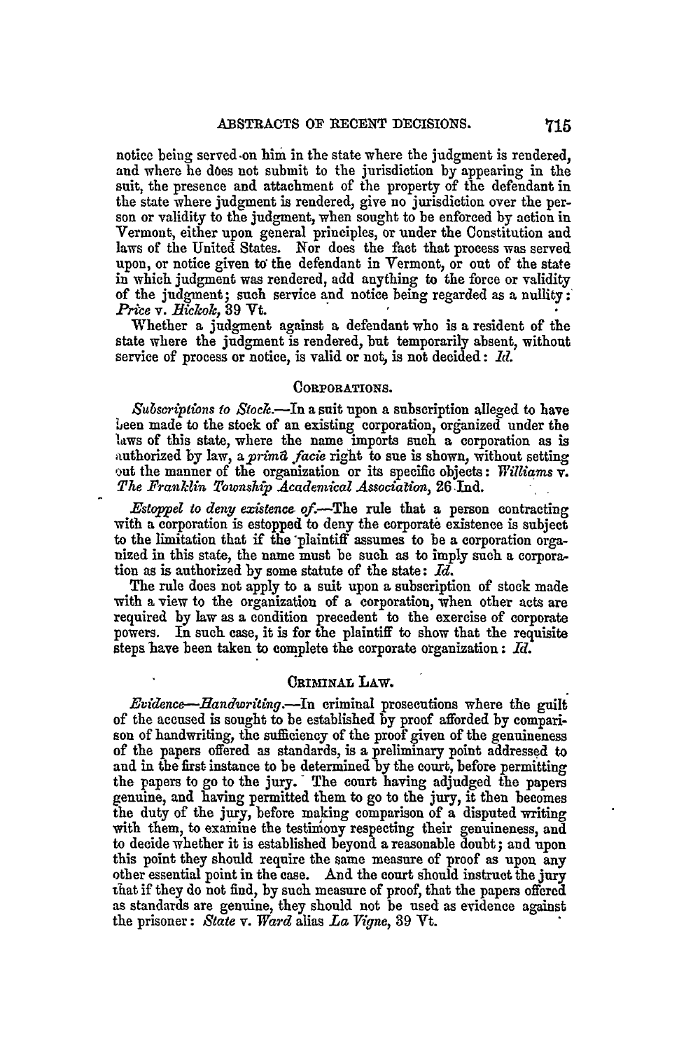notice being served on him in the state where the judgment is rendered, and where he does not submit to the jurisdiction by appearing in the suit, the presence and attachment of the property of the defendant in the state where judgment is rendered, give no jurisdiction over the person or validity to the judgment, when sought to be enforced by action in Vermont, either upon general principles, or under the Constitution and laws of the United States. Nor does the fact that process was served upon, or notice given to the defendant in Vermont, or out of the state in which judgment was rendered, add anything to the force or validity of the judgment; such service and notice being regarded as a nullity: *Price* v. *Hickok*, 39 Vt.

Whether a judgment against a defendant who is a resident of the state where the judgment is rendered, but temporarily absent, without service of process or notice, is valid or not, is not decided: *Id.*

## Corporations.

*Subscriptions to Stock.*—In a suit upon a subscription alleged to have been made to the stock of an existing corporation, organized under the laws of this state, where the name imports such a corporation as is authorized by law, a *primâ facie* right to sue is shown, without setting out the manner of the organization or its specific objects: *Williams* v. *The Franklin Township Academical Association*, 26 Ind.

*Estoppel to deny existence of.*—The rule that a person contracting with a corporation is estopped to deny the corporate existence is subject to the limitation that if the plaintiff assumes to be a corporation organized in this state, the name must be such as to imply such a corporation as is authorized by some statute of the state: *Id.*

The rule does not apply to a suit upon a subscription of stock made with a view to the organization of a corporation, when other acts are required by law as a condition precedent to the exercise of corporate powers. In such case, it is for the plaintiff to show that the requisite steps have been taken to complete the corporate organization: *Id.*

## Criminal Law.

*Evidence—Handwriting.*—In criminal prosecutions where the guilt of the accused is sought to be established by proof afforded by comparison of handwriting, the sufficiency of the proof given of the genuineness of the papers offered as standards, is a preliminary point addressed to and in the first instance to be determined by the court, before permitting the papers to go to the jury. The court having adjudged the papers genuine, and having permitted them to go to the jury, it then becomes the duty of the jury, before making comparison of a disputed writing with them, to examine the testimony respecting their genuineness, and to decide whether it is established beyond a reasonable doubt; and upon this point they should require the same measure of proof as upon any other essential point in the case. And the court should instruct the jury that if they do not find, by such measure of proof, that the papers offered as standards are genuine, they should not be used as evidence against the prisoner: *State* v. *Ward* alias *La Vigne*, 39 Vt.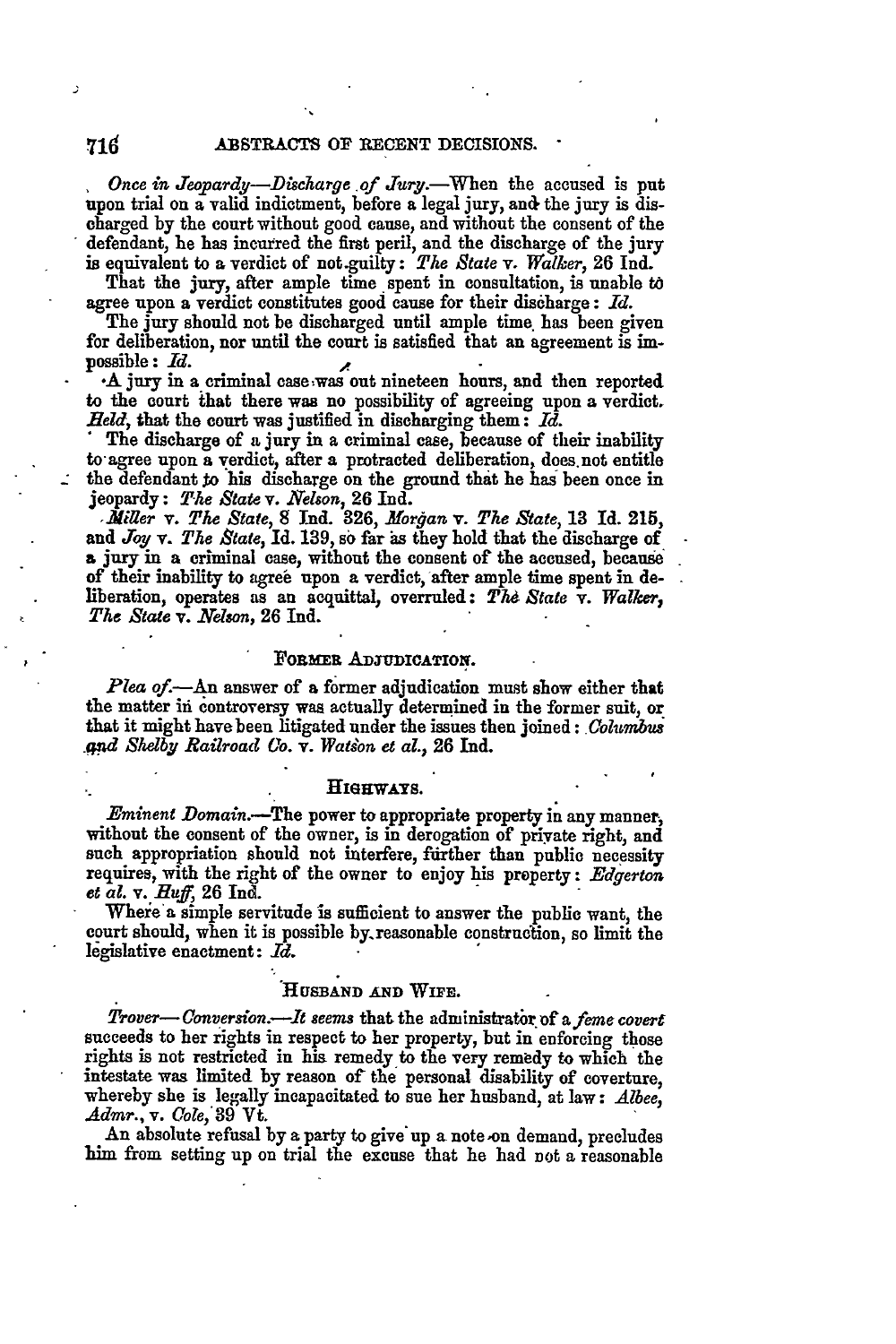*Once in Jeopardy—Discharge of Jury.*—When the accused is put upon trial on a valid indictment, before a legal jury, and the jury is discharged by the court without good cause, and without the consent of the defendant, he has incurred the first peril, and the discharge of the jury is equivalent to a verdict of not guilty: *The State* v. *Walker*, 26 Ind.

That the jury, after ample time spent in consultation, is unable to agree upon a verdict constitutes good cause for their discharge: *Id.*

The jury should not be discharged until ample time has been given for deliberation, nor until the court is satisfied that an agreement is impossible: *Id.*

A jury in a criminal case was out nineteen hours, and then reported to the court that there was no possibility of agreeing upon a verdict. *Held*, that the court was justified in discharging them: *Id.*

The discharge of a jury in a criminal case, because of their inability to agree upon a verdict, after a protracted deliberation, does not entitle the defendant to his discharge on the ground that he has been once in jeopardy: *The State* v. *Nelson*, 26 Ind.

*Miller* v. *The State*, 8 Ind. 326, *Morgan* v. *The State*, 13 Id. 215, and *Joy* v. *The State*, Id. 139, so far as they hold that the discharge of a jury in a criminal case, without the consent of the accused, because of their inability to agree upon a verdict, after ample time spent in deliberation, operates as an acquittal, overruled: *The State* v. *Walker*, *The State* v. *Nelson*, 26 Ind.

## FORMER ADJUDICATION.

*Plea of.*—An answer of a former adjudication must show either that the matter in controversy was actually determined in the former suit, or that it might have been litigated under the issues then joined: *Columbus and Shelby Railroad Co.* v. *Watson et al.*, 26 Ind.

## HIGHWAYS.

*Eminent Domain.*—The power to appropriate property in any manner, without the consent of the owner, is in derogation of private right, and such appropriation should not interfere, further than public necessity requires, with the right of the owner to enjoy his property: *Edgerton et al.* v. *Huff*, 26 Ind.

Where a simple servitude is sufficient to answer the public want, the court should, when it is possible by reasonable construction, so limit the legislative enactment: *Id.*

## HUSBAND AND WIFE.

*Trover—Conversion.*—*It seems* that the administrator of a *feme covert* succeeds to her rights in respect to her property, but in enforcing those rights is not restricted in his remedy to the very remedy to which the intestate was limited by reason of the personal disability of coverture, whereby she is legally incapacitated to sue her husband, at law: *Albee, Admr.*, v. *Cole*, 39 Vt.

An absolute refusal by a party to give up a note on demand, precludes him from setting up on trial the excuse that he had not a reasonable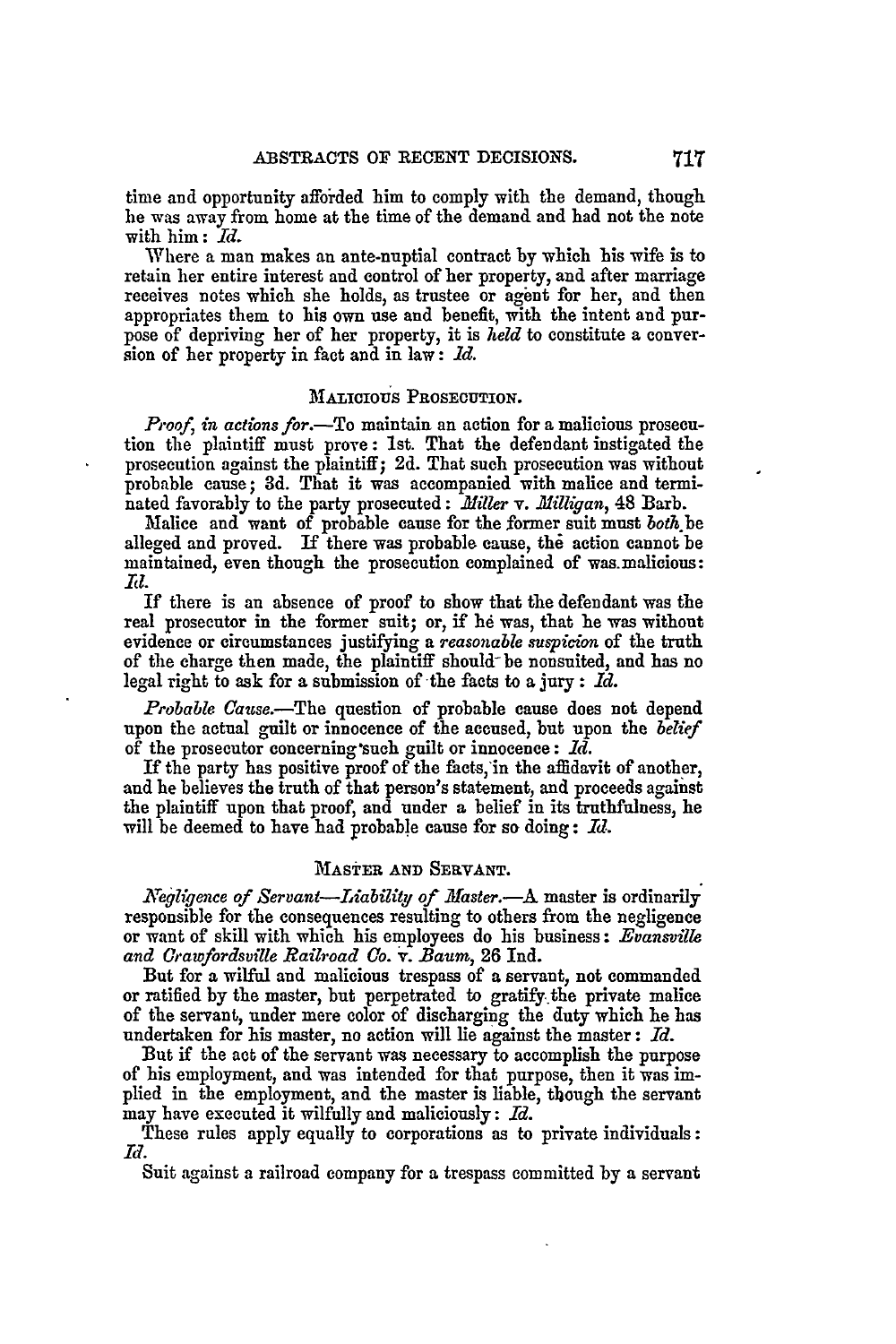time and opportunity afforded him to comply with the demand, though he was away from home at the time of the demand and had not the note with him: *Id.*

Where a man makes an ante-nuptial contract by which his wife is to retain her entire interest and control of her property, and after marriage receives notes which she holds, as trustee or agent for her, and then appropriates them to his own use and benefit, with the intent and purpose of depriving her of her property, it is *held* to constitute a conversion of her property in fact and in law: *Id.*

## Malicious Prosecution.

*Proof, in actions for.*—To maintain an action for a malicious prosecution the plaintiff must prove: 1st. That the defendant instigated the prosecution against the plaintiff; 2d. That such prosecution was without probable cause; 3d. That it was accompanied with malice and terminated favorably to the party prosecuted: *Miller* v. *Milligan*, 48 Barb.

Malice and want of probable cause for the former suit must *both* be alleged and proved. If there was probable cause, the action cannot be maintained, even though the prosecution complained of was malicious: *Id.*

If there is an absence of proof to show that the defendant was the real prosecutor in the former suit; or, if he was, that he was without evidence or circumstances justifying a *reasonable suspicion* of the truth of the charge then made, the plaintiff should be nonsuited, and has no legal right to ask for a submission of the facts to a jury: *Id.*

*Probable Cause.*—The question of probable cause does not depend upon the actual guilt or innocence of the accused, but upon the *belief* of the prosecutor concerning such guilt or innocence: *Id.*

If the party has positive proof of the facts, in the affidavit of another, and he believes the truth of that person's statement, and proceeds against the plaintiff upon that proof, and under a belief in its truthfulness, he will be deemed to have had probable cause for so doing: *Id.*

## Master and Servant.

*Negligence of Servant—Liability of Master.*—A master is ordinarily responsible for the consequences resulting to others from the negligence or want of skill with which his employees do his business: *Evansville and Crawfordsville Railroad Co.* v. *Baum*, 26 Ind.

But for a wilful and malicious trespass of a servant, not commanded or ratified by the master, but perpetrated to gratify the private malice of the servant, under mere color of discharging the duty which he has undertaken for his master, no action will lie against the master: *Id.*

But if the act of the servant was necessary to accomplish the purpose of his employment, and was intended for that purpose, then it was implied in the employment, and the master is liable, though the servant may have executed it wilfully and maliciously: *Id.*

These rules apply equally to corporations as to private individuals: *Id.*

Suit against a railroad company for a trespass committed by a servant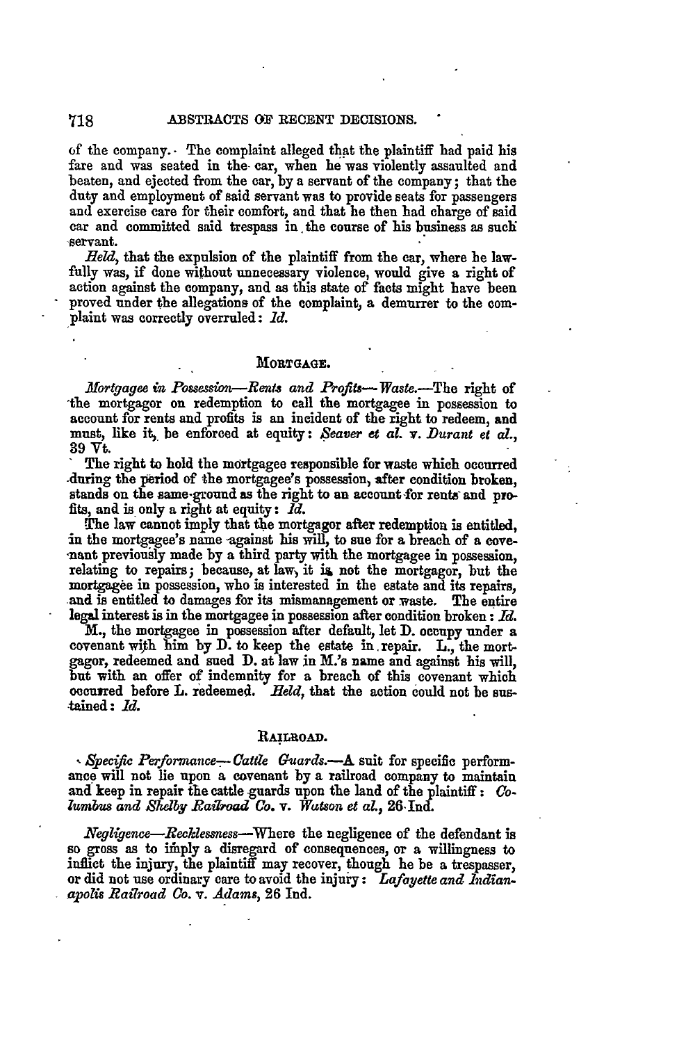of the company. The complaint alleged that the plaintiff had paid his fare and was seated in the car, when he was violently assaulted and beaten, and ejected from the car, by a servant of the company; that the duty and employment of said servant was to provide seats for passengers and exercise care for their comfort, and that he then had charge of said car and committed said trespass in the course of his business as such servant.

*Held*, that the expulsion of the plaintiff from the car, where he lawfully was, if done without unnecessary violence, would give a right of action against the company, and as this state of facts might have been proved under the allegations of the complaint, a demurrer to the complaint was correctly overruled: *Id.*

## Mortgage.

*Mortgagee in Possession—Rents and Profits—Waste.*—The right of the mortgagor on redemption to call the mortgagee in possession to account for rents and profits is an incident of the right to redeem, and must, like it, be enforced at equity: *Seaver et al. v. Durant et al.*, 39 Vt.

The right to hold the mortgagee responsible for waste which occurred during the period of the mortgagee's possession, after condition broken, stands on the same ground as the right to an account for rents and profits, and is only a right at equity: *Id.*

The law cannot imply that the mortgagor after redemption is entitled, in the mortgagee's name against his will, to sue for a breach of a covenant previously made by a third party with the mortgagee in possession, relating to repairs; because, at law, it is not the mortgagor, but the mortgagee in possession, who is interested in the estate and its repairs, and is entitled to damages for its mismanagement or waste. The entire legal interest is in the mortgagee in possession after condition broken: *Id.*

M., the mortgagee in possession after default, let D. occupy under a covenant with him by D. to keep the estate in repair. L., the mortgagor, redeemed and sued D. at law in M.'s name and against his will, but with an offer of indemnity for a breach of this covenant which occurred before L. redeemed. *Held*, that the action could not be sustained: *Id.*

## Railroad.

*Specific Performance—Cattle Guards.*—A suit for specific performance will not lie upon a covenant by a railroad company to maintain and keep in repair the cattle guards upon the land of the plaintiff: *Columbus and Shelby Railroad Co. v. Watson et al.*, 26 Ind.

*Negligence—Recklessness*—Where the negligence of the defendant is so gross as to imply a disregard of consequences, or a willingness to inflict the injury, the plaintiff may recover, though he be a trespasser, or did not use ordinary care to avoid the injury: *Lafayette and Indianapolis Railroad Co. v. Adams*, 26 Ind.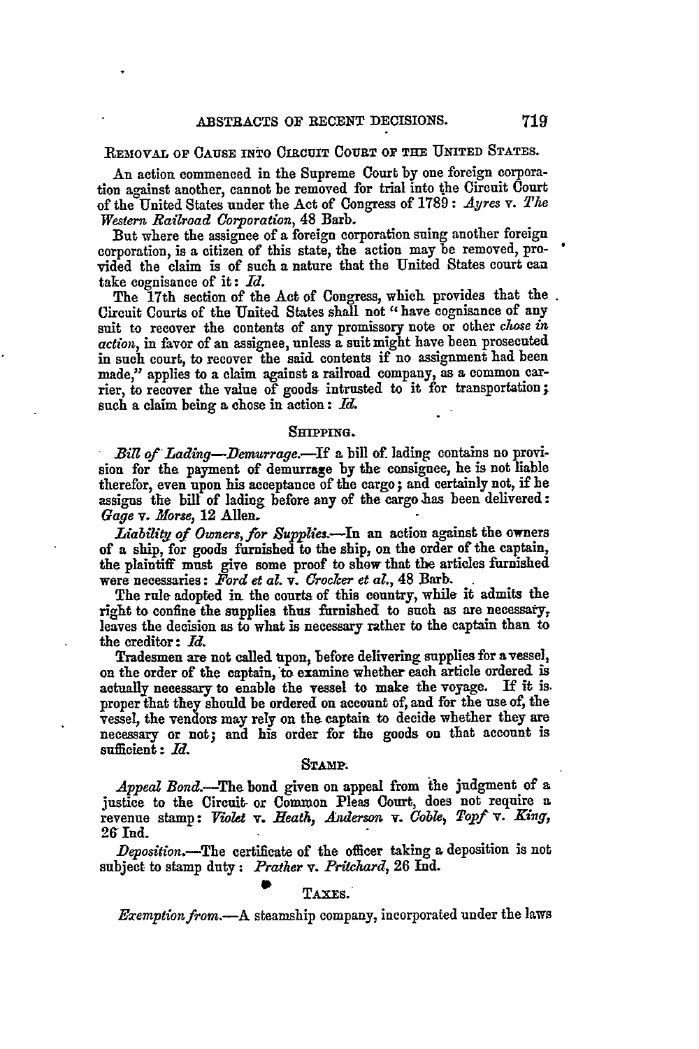## Removal of Cause into Circuit Court of the United States.

An action commenced in the Supreme Court by one foreign corporation against another, cannot be removed for trial into the Circuit Court of the United States under the Act of Congress of 1789: *Ayres* v. *The Western Railroad Corporation*, 48 Barb.

But where the assignee of a foreign corporation suing another foreign corporation, is a citizen of this state, the action may be removed, provided the claim is of such a nature that the United States court can take cognisance of it: *Id.*

The 17th section of the Act of Congress, which provides that the Circuit Courts of the United States shall not "have cognisance of any suit to recover the contents of any promissory note or other *chose in action*, in favor of an assignee, unless a suit might have been prosecuted in such court, to recover the said contents if no assignment had been made," applies to a claim against a railroad company, as a common carrier, to recover the value of goods intrusted to it for transportation; such a claim being a chose in action: *Id.*

## Shipping.

*Bill of Lading—Demurrage.*—If a bill of lading contains no provision for the payment of demurrage by the consignee, he is not liable therefor, even upon his acceptance of the cargo; and certainly not, if he assigns the bill of lading before any of the cargo has been delivered: *Gage* v. *Morse*, 12 Allen.

*Liability of Owners, for Supplies.*—In an action against the owners of a ship, for goods furnished to the ship, on the order of the captain, the plaintiff must give some proof to show that the articles furnished were necessaries: *Ford et al.* v. *Crocker et al.*, 48 Barb.

The rule adopted in the courts of this country, while it admits the right to confine the supplies thus furnished to such as are necessary, leaves the decision as to what is necessary rather to the captain than to the creditor: *Id.*

Tradesmen are not called upon, before delivering supplies for a vessel, on the order of the captain, to examine whether each article ordered is actually necessary to enable the vessel to make the voyage. If it is proper that they should be ordered on account of, and for the use of, the vessel, the vendors may rely on the captain to decide whether they are necessary or not; and his order for the goods on that account is sufficient: *Id.*

## Stamp.

*Appeal Bond.*—The bond given on appeal from the judgment of a justice to the Circuit or Common Pleas Court, does not require a revenue stamp: *Violet* v. *Heath*, *Anderson* v. *Coble*, *Topf* v. *King*, 26 Ind.

*Deposition.*—The certificate of the officer taking a deposition is not subject to stamp duty: *Prather* v. *Pritchard*, 26 Ind.

## Taxes.

*Exemption from.*—A steamship company, incorporated under the laws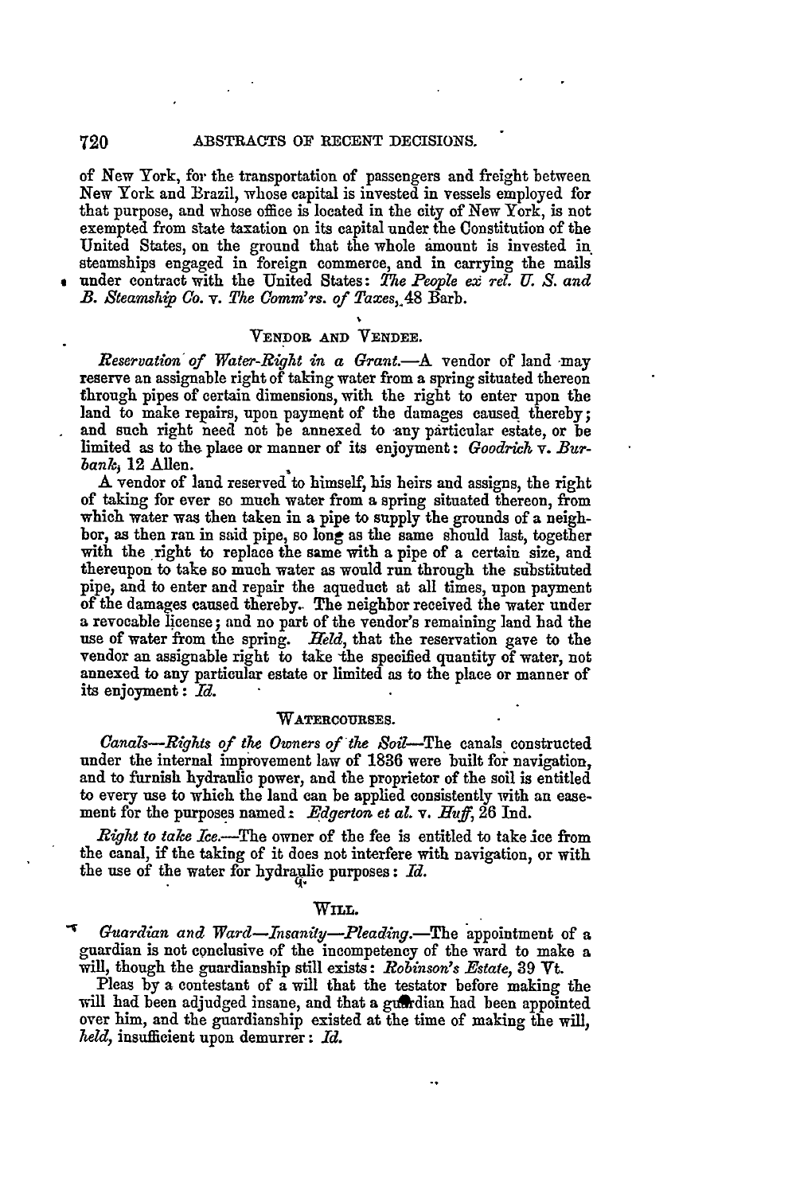of New York, for the transportation of passengers and freight between New York and Brazil, whose capital is invested in vessels employed for that purpose, and whose office is located in the city of New York, is not exempted from state taxation on its capital under the Constitution of the United States, on the ground that the whole amount is invested in steamships engaged in foreign commerce, and in carrying the mails under contract with the United States: *The People ex rel. U. S. and B. Steamship Co.* v. *The Comm'rs. of Taxes*, 48 Barb.

## VENDOR AND VENDEE.

*Reservation of Water-Right in a Grant.*—A vendor of land may reserve an assignable right of taking water from a spring situated thereon through pipes of certain dimensions, with the right to enter upon the land to make repairs, upon payment of the damages caused thereby; and such right need not be annexed to any particular estate, or be limited as to the place or manner of its enjoyment: *Goodrich* v. *Burbank*, 12 Allen.

A vendor of land reserved to himself, his heirs and assigns, the right of taking for ever so much water from a spring situated thereon, from which water was then taken in a pipe to supply the grounds of a neighbor, as then ran in said pipe, so long as the same should last, together with the right to replace the same with a pipe of a certain size, and thereupon to take so much water as would run through the substituted pipe, and to enter and repair the aqueduct at all times, upon payment of the damages caused thereby. The neighbor received the water under a revocable license; and no part of the vendor's remaining land had the use of water from the spring. *Held*, that the reservation gave to the vendor an assignable right to take the specified quantity of water, not annexed to any particular estate or limited as to the place or manner of its enjoyment: *Id.*

## WATERCOURSES.

*Canals—Rights of the Owners of the Soil.*—The canals constructed under the internal improvement law of 1836 were built for navigation, and to furnish hydraulic power, and the proprietor of the soil is entitled to every use to which the land can be applied consistently with an easement for the purposes named: *Edgerton et al.* v. *Huff*, 26 Ind.

*Right to take Ice.*—The owner of the fee is entitled to take ice from the canal, if the taking of it does not interfere with navigation, or with the use of the water for hydraulic purposes: *Id.*

## WILL.

*Guardian and Ward—Insanity—Pleading.*—The appointment of a guardian is not conclusive of the incompetency of the ward to make a will, though the guardianship still exists: *Robinson's Estate*, 39 Vt.

Pleas by a contestant of a will that the testator before making the will had been adjudged insane, and that a guardian had been appointed over him, and the guardianship existed at the time of making the will, *held*, insufficient upon demurrer: *Id.*